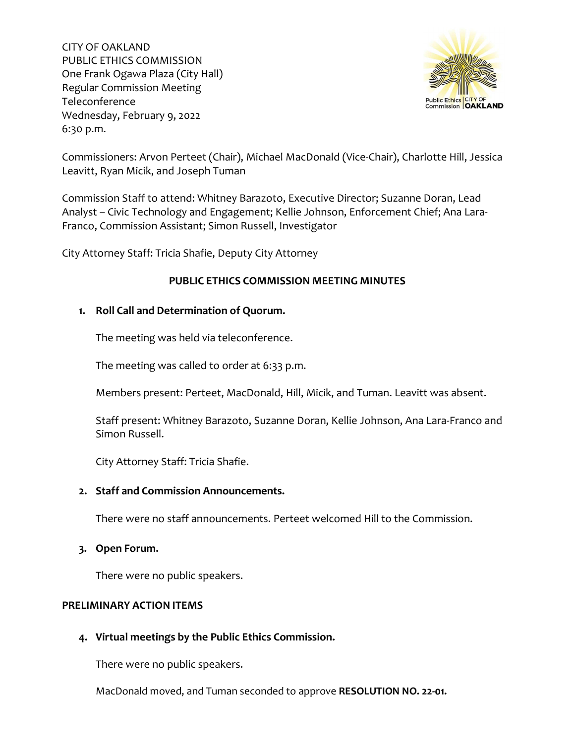CITY OF OAKLAND
PUBLIC ETHICS COMMISSION
One Frank Ogawa Plaza (City Hall)
Regular Commission Meeting
Teleconference
Wednesday, February 9, 2022
6:30 p.m.

Commissioners: Arvon Perteet (Chair), Michael MacDonald (Vice-Chair), Charlotte Hill, Jessica Leavitt, Ryan Micik, and Joseph Tuman

Commission Staff to attend: Whitney Barazoto, Executive Director; Suzanne Doran, Lead Analyst – Civic Technology and Engagement; Kellie Johnson, Enforcement Chief; Ana Lara-Franco, Commission Assistant; Simon Russell, Investigator

City Attorney Staff: Tricia Shafie, Deputy City Attorney

## PUBLIC ETHICS COMMISSION MEETING MINUTES

1. **Roll Call and Determination of Quorum.**

   The meeting was held via teleconference.

   The meeting was called to order at 6:33 p.m.

   Members present: Perteet, MacDonald, Hill, Micik, and Tuman. Leavitt was absent.

   Staff present: Whitney Barazoto, Suzanne Doran, Kellie Johnson, Ana Lara-Franco and Simon Russell.

   City Attorney Staff: Tricia Shafie.

2. **Staff and Commission Announcements.**

   There were no staff announcements. Perteet welcomed Hill to the Commission.

3. **Open Forum.**

   There were no public speakers.

**PRELIMINARY ACTION ITEMS**

4. **Virtual meetings by the Public Ethics Commission.**

   There were no public speakers.

   MacDonald moved, and Tuman seconded to approve **RESOLUTION NO. 22-01.**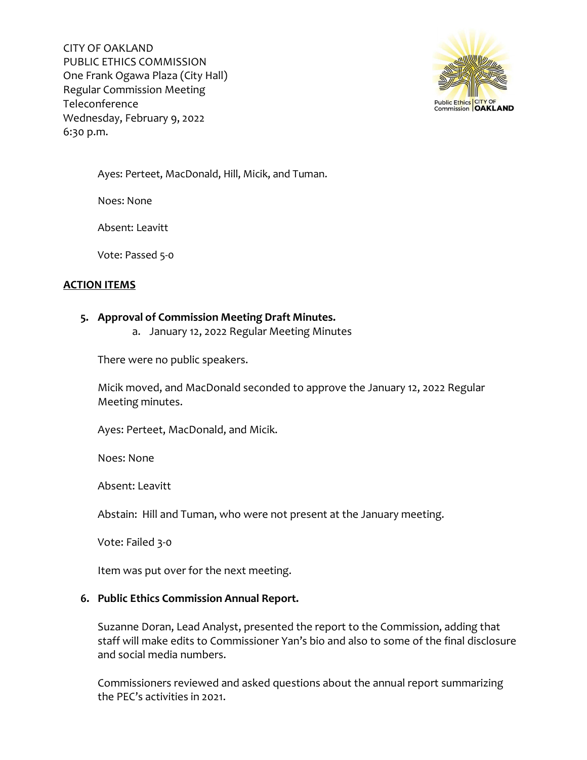Ayes: Perteet, MacDonald, Hill, Micik, and Tuman.

Noes: None

Absent: Leavitt

Vote: Passed 5-0

## ACTION ITEMS

**5. Approval of Commission Meeting Draft Minutes.**

a. January 12, 2022 Regular Meeting Minutes

There were no public speakers.

Micik moved, and MacDonald seconded to approve the January 12, 2022 Regular Meeting minutes.

Ayes: Perteet, MacDonald, and Micik.

Noes: None

Absent: Leavitt

Abstain: Hill and Tuman, who were not present at the January meeting.

Vote: Failed 3-0

Item was put over for the next meeting.

**6. Public Ethics Commission Annual Report.**

Suzanne Doran, Lead Analyst, presented the report to the Commission, adding that staff will make edits to Commissioner Yan's bio and also to some of the final disclosure and social media numbers.

Commissioners reviewed and asked questions about the annual report summarizing the PEC's activities in 2021.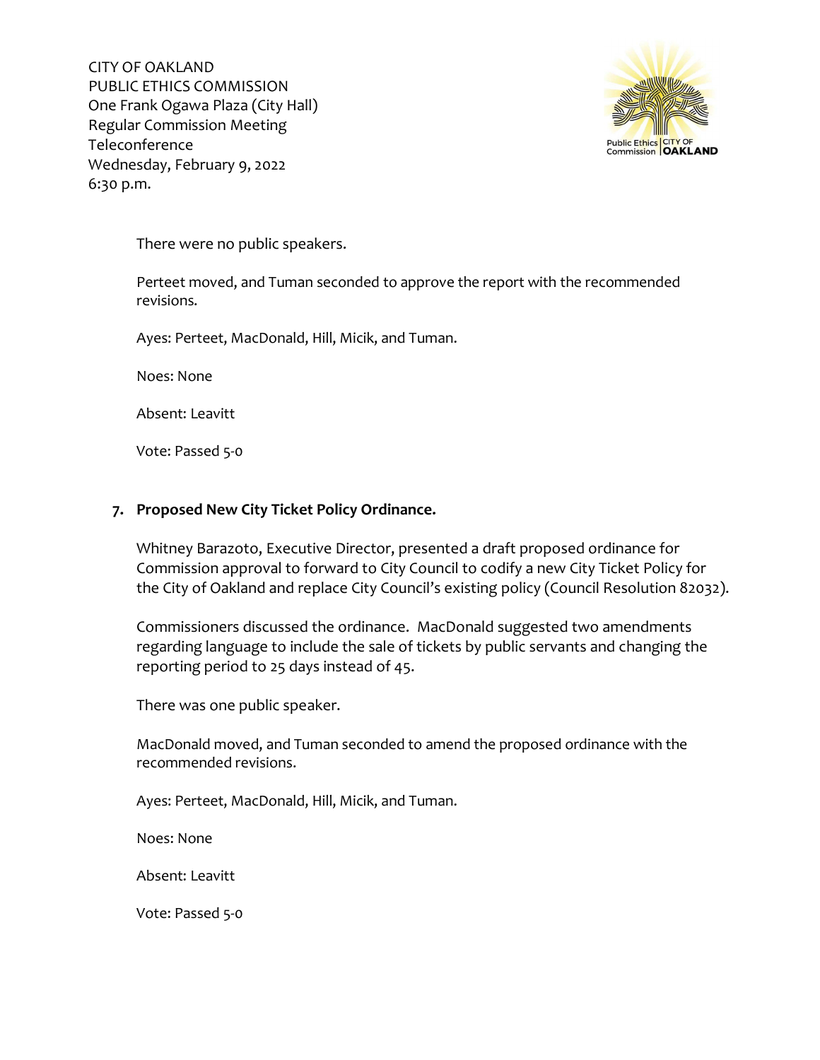There were no public speakers.

Perteet moved, and Tuman seconded to approve the report with the recommended revisions.

Ayes: Perteet, MacDonald, Hill, Micik, and Tuman.

Noes: None

Absent: Leavitt

Vote: Passed 5-0

## 7. Proposed New City Ticket Policy Ordinance.

Whitney Barazoto, Executive Director, presented a draft proposed ordinance for Commission approval to forward to City Council to codify a new City Ticket Policy for the City of Oakland and replace City Council's existing policy (Council Resolution 82032).

Commissioners discussed the ordinance. MacDonald suggested two amendments regarding language to include the sale of tickets by public servants and changing the reporting period to 25 days instead of 45.

There was one public speaker.

MacDonald moved, and Tuman seconded to amend the proposed ordinance with the recommended revisions.

Ayes: Perteet, MacDonald, Hill, Micik, and Tuman.

Noes: None

Absent: Leavitt

Vote: Passed 5-0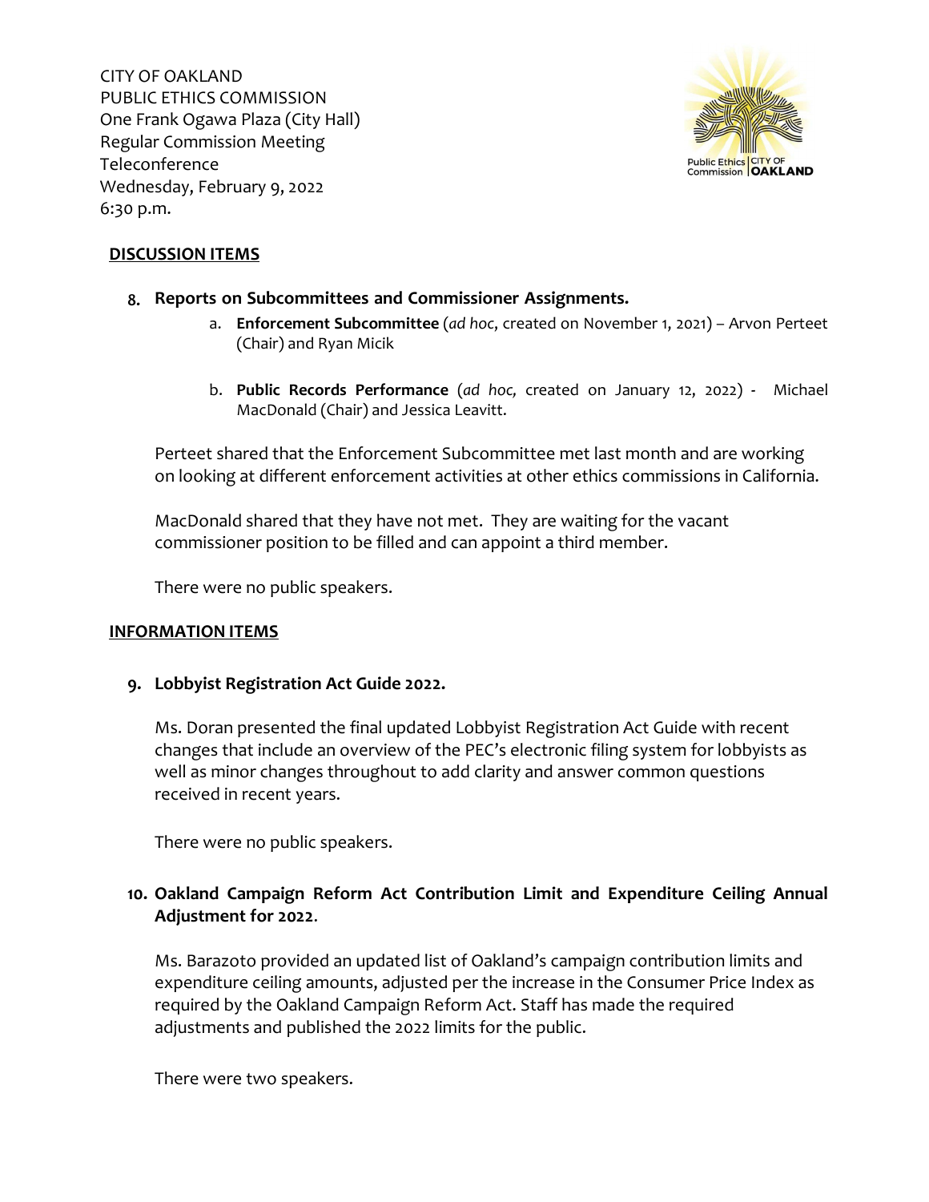CITY OF OAKLAND
PUBLIC ETHICS COMMISSION
One Frank Ogawa Plaza (City Hall)
Regular Commission Meeting
Teleconference
Wednesday, February 9, 2022
6:30 p.m.

## DISCUSSION ITEMS

8. **Reports on Subcommittees and Commissioner Assignments.**
   a. **Enforcement Subcommittee** (*ad hoc*, created on November 1, 2021) – Arvon Perteet (Chair) and Ryan Micik
   b. **Public Records Performance** (*ad hoc,* created on January 12, 2022) - Michael MacDonald (Chair) and Jessica Leavitt.

   Perteet shared that the Enforcement Subcommittee met last month and are working on looking at different enforcement activities at other ethics commissions in California.

   MacDonald shared that they have not met. They are waiting for the vacant commissioner position to be filled and can appoint a third member.

   There were no public speakers.

## INFORMATION ITEMS

9. **Lobbyist Registration Act Guide 2022.**

   Ms. Doran presented the final updated Lobbyist Registration Act Guide with recent changes that include an overview of the PEC's electronic filing system for lobbyists as well as minor changes throughout to add clarity and answer common questions received in recent years.

   There were no public speakers.

10. **Oakland Campaign Reform Act Contribution Limit and Expenditure Ceiling Annual Adjustment for 2022**.

    Ms. Barazoto provided an updated list of Oakland's campaign contribution limits and expenditure ceiling amounts, adjusted per the increase in the Consumer Price Index as required by the Oakland Campaign Reform Act. Staff has made the required adjustments and published the 2022 limits for the public.

    There were two speakers.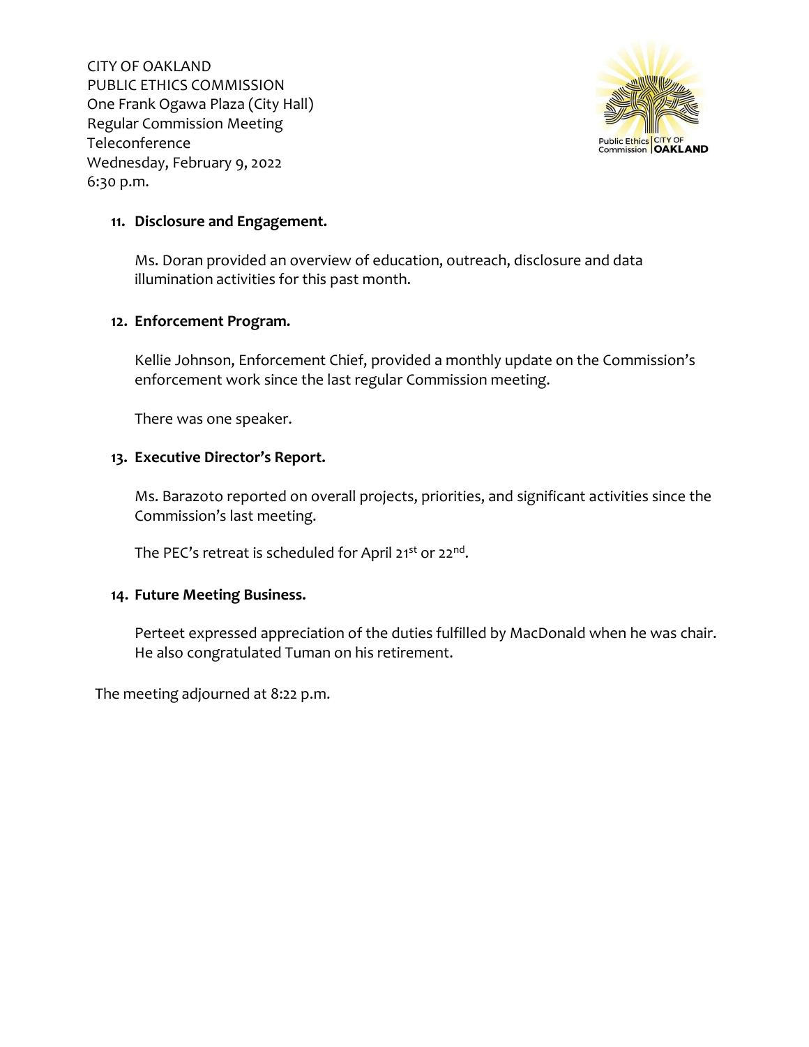CITY OF OAKLAND
PUBLIC ETHICS COMMISSION
One Frank Ogawa Plaza (City Hall)
Regular Commission Meeting
Teleconference
Wednesday, February 9, 2022
6:30 p.m.

**11. Disclosure and Engagement.**

Ms. Doran provided an overview of education, outreach, disclosure and data illumination activities for this past month.

**12. Enforcement Program.**

Kellie Johnson, Enforcement Chief, provided a monthly update on the Commission's enforcement work since the last regular Commission meeting.

There was one speaker.

**13. Executive Director's Report.**

Ms. Barazoto reported on overall projects, priorities, and significant activities since the Commission's last meeting.

The PEC's retreat is scheduled for April 21st or 22nd.

**14. Future Meeting Business.**

Perteet expressed appreciation of the duties fulfilled by MacDonald when he was chair. He also congratulated Tuman on his retirement.

The meeting adjourned at 8:22 p.m.